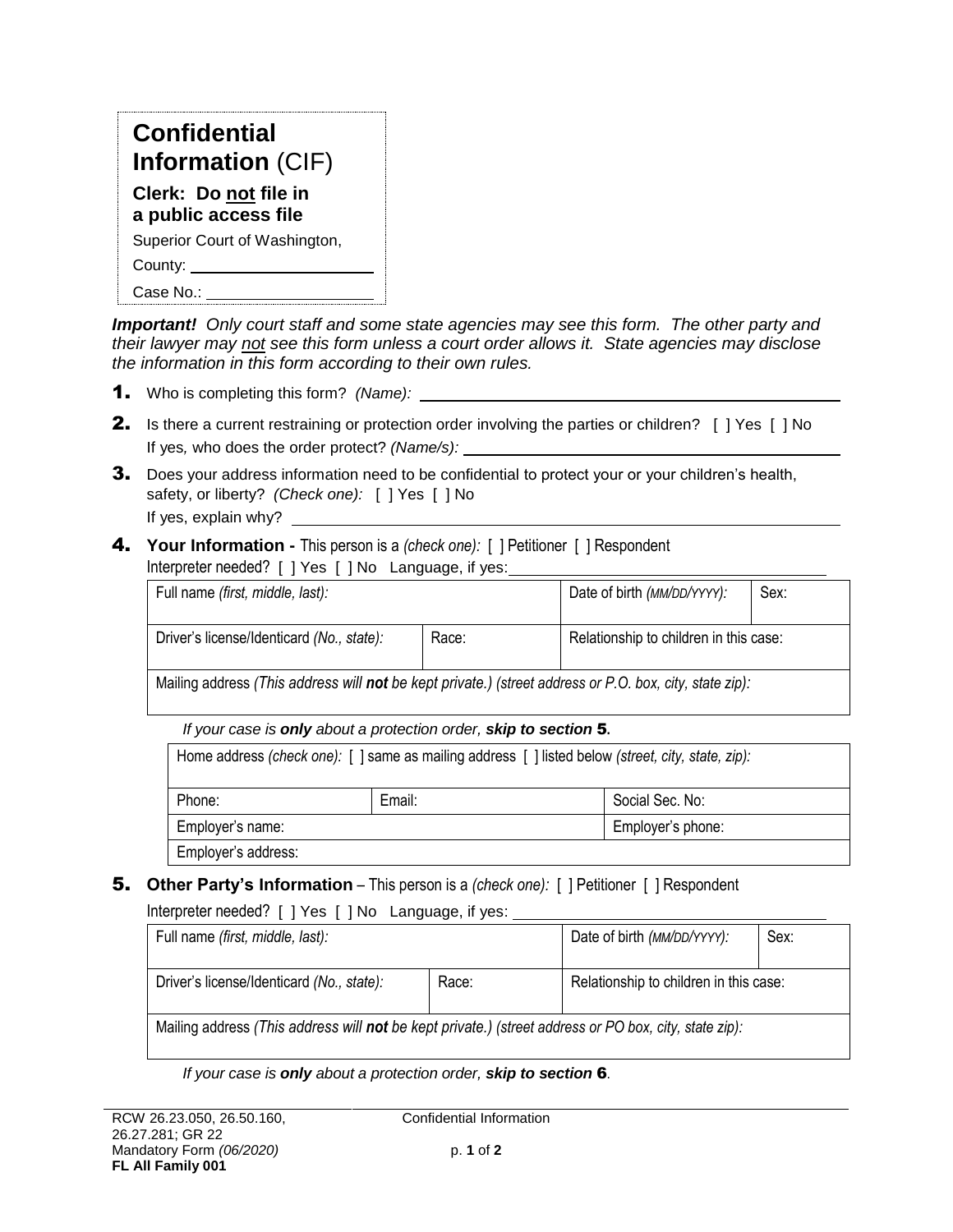# Confidential Information (CIF)

**Clerk: Do not file in a public access file**

Superior Court of Washington,

County: ____________________

Case No.: ____________________

***Important!*** *Only court staff and some state agencies may see this form. The other party and their lawyer may not see this form unless a court order allows it. State agencies may disclose the information in this form according to their own rules.*

**1.** Who is completing this form? *(Name):* ____________________

**2.** Is there a current restraining or protection order involving the parties or children? [ ] Yes [ ] No
If yes, who does the order protect? *(Name/s):* ____________________

**3.** Does your address information need to be confidential to protect your or your children's health, safety, or liberty? *(Check one):* [ ] Yes [ ] No
If yes, explain why? ____________________

**4. Your Information -** This person is a *(check one):* [ ] Petitioner [ ] Respondent
Interpreter needed? [ ] Yes [ ] No Language, if yes: ____________________

| Full name *(first, middle, last):* | | Date of birth *(MM/DD/YYYY):* | Sex: |
|---|---|---|---|
| Driver's license/Identicard *(No., state):* | Race: | Relationship to children in this case: | |
| Mailing address *(This address will **not** be kept private.) (street address or P.O. box, city, state zip):* | | | |

*If your case is **only** about a protection order, **skip to section 5**.*

| Home address *(check one):* [ ] same as mailing address [ ] listed below *(street, city, state, zip):* | | |
|---|---|---|
| Phone: | Email: | Social Sec. No: |
| Employer's name: | | Employer's phone: |
| Employer's address: | | |

**5. Other Party's Information** – This person is a *(check one):* [ ] Petitioner [ ] Respondent
Interpreter needed? [ ] Yes [ ] No Language, if yes: ____________________

| Full name *(first, middle, last):* | | Date of birth *(MM/DD/YYYY):* | Sex: |
|---|---|---|---|
| Driver's license/Identicard *(No., state):* | Race: | Relationship to children in this case: | |
| Mailing address *(This address will **not** be kept private.) (street address or PO box, city, state zip):* | | | |

*If your case is **only** about a protection order, **skip to section 6**.*

RCW 26.23.050, 26.50.160, 26.27.281; GR 22
Mandatory Form *(06/2020)*
**FL All Family 001**

Confidential Information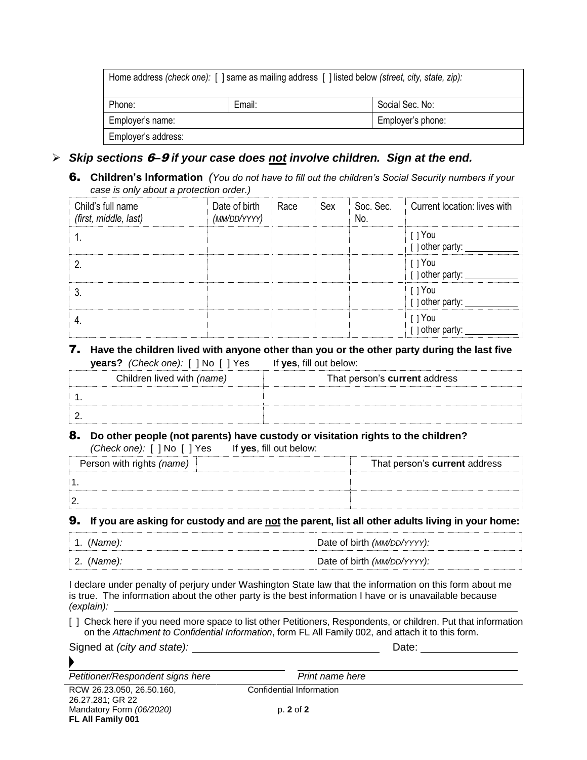| Home address *(check one):* [ ] same as mailing address [ ] listed below *(street, city, state, zip):* | | |
|---|---|---|
| Phone: | Email: | Social Sec. No: |
| Employer's name: | | Employer's phone: |
| Employer's address: | | |

- ***Skip sections 6–9 if your case does not involve children. Sign at the end.***

**6. Children's Information** *(You do not have to fill out the children's Social Security numbers if your case is only about a protection order.)*

| Child's full name *(first, middle, last)* | Date of birth *(MM/DD/YYYY)* | Race | Sex | Soc. Sec. No. | Current location: lives with |
|---|---|---|---|---|---|
| 1. | | | | | [ ] You [ ] other party: ___________ |
| 2. | | | | | [ ] You [ ] other party: ___________ |
| 3. | | | | | [ ] You [ ] other party: ___________ |
| 4. | | | | | [ ] You [ ] other party: ___________ |

**7. Have the children lived with anyone other than you or the other party during the last five years?** *(Check one):* [ ] No [ ] Yes If **yes**, fill out below:

| Children lived with *(name)* | That person's **current** address |
|---|---|
| 1. | |
| 2. | |

**8. Do other people (not parents) have custody or visitation rights to the children?** *(Check one):* [ ] No [ ] Yes If **yes**, fill out below:

| Person with rights *(name)* | That person's **current** address |
|---|---|
| 1. | |
| 2. | |

**9. If you are asking for custody and are not the parent, list all other adults living in your home:**

| | |
|---|---|
| 1. *(Name):* | Date of birth *(MM/DD/YYYY):* |
| 2. *(Name):* | Date of birth *(MM/DD/YYYY):* |

I declare under penalty of perjury under Washington State law that the information on this form about me is true. The information about the other party is the best information I have or is unavailable because *(explain):* ____________________

[ ] Check here if you need more space to list other Petitioners, Respondents, or children. Put that information on the *Attachment to Confidential Information*, form FL All Family 002, and attach it to this form.

Signed at *(city and state):* ____________________ Date: ____________

____________________ ____________________
*Petitioner/Respondent signs here* *Print name here*

RCW 26.23.050, 26.50.160, 26.27.281; GR 22
Mandatory Form *(06/2020)*
**FL All Family 001**

Confidential Information